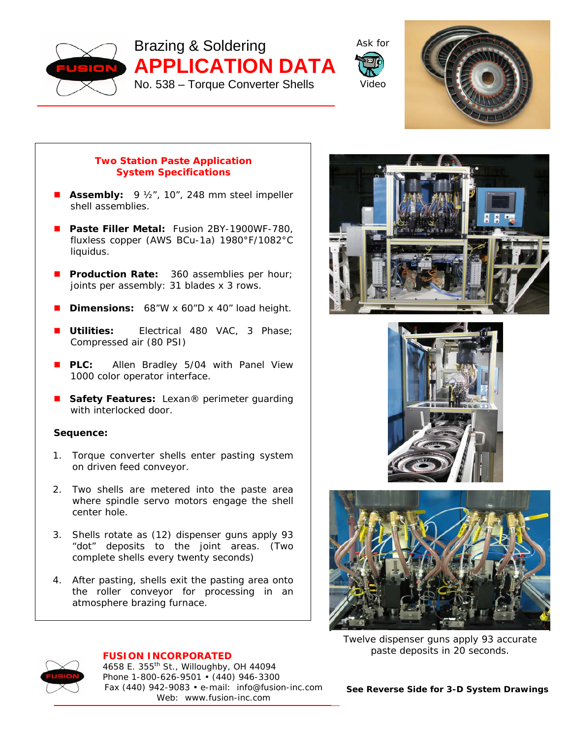# Brazing & Soldering

# APPLICATION DATA

No. 538 – Torque Converter Shells

Ask for Video

## Two Station Paste Application System Specifications

- **Assembly:** 9 ½", 10", 248 mm steel impeller shell assemblies.
- **Paste Filler Metal:** Fusion 2BY-1900WF-780, fluxless copper (AWS BCu-1a) 1980°F/1082°C liquidus.
- **Production Rate:** 360 assemblies per hour; joints per assembly: 31 blades x 3 rows.
- **Dimensions:** 68"W x 60"D x 40" load height.
- **Utilities:** Electrical 480 VAC, 3 Phase; Compressed air (80 PSI)
- **PLC:** Allen Bradley 5/04 with Panel View 1000 color operator interface.
- **Safety Features:** Lexan® perimeter guarding with interlocked door.

**Sequence:**

1. Torque converter shells enter pasting system on driven feed conveyor.
2. Two shells are metered into the paste area where spindle servo motors engage the shell center hole.
3. Shells rotate as (12) dispenser guns apply 93 "dot" deposits to the joint areas. (Two complete shells every twenty seconds)
4. After pasting, shells exit the pasting area onto the roller conveyor for processing in an atmosphere brazing furnace.

Twelve dispenser guns apply 93 accurate paste deposits in 20 seconds.

**FUSION INCORPORATED**
4658 E. 355th St., Willoughby, OH 44094
Phone 1-800-626-9501 • (440) 946-3300
Fax (440) 942-9083 • e-mail: info@fusion-inc.com
Web: www.fusion-inc.com

**See Reverse Side for 3-D System Drawings**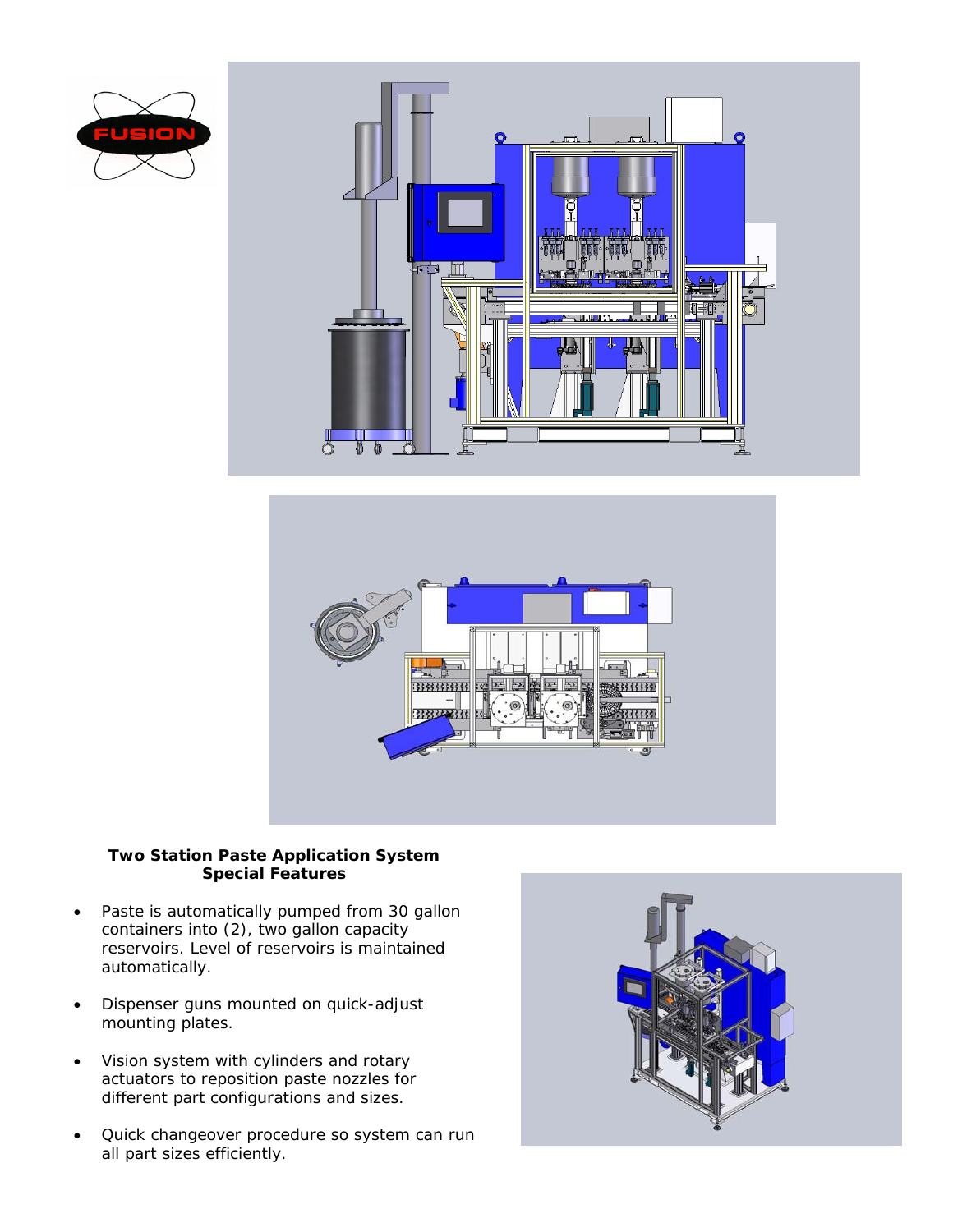**Two Station Paste Application System**
**Special Features**

- Paste is automatically pumped from 30 gallon containers into (2), two gallon capacity reservoirs. Level of reservoirs is maintained automatically.
- Dispenser guns mounted on quick-adjust mounting plates.
- Vision system with cylinders and rotary actuators to reposition paste nozzles for different part configurations and sizes.
- Quick changeover procedure so system can run all part sizes efficiently.